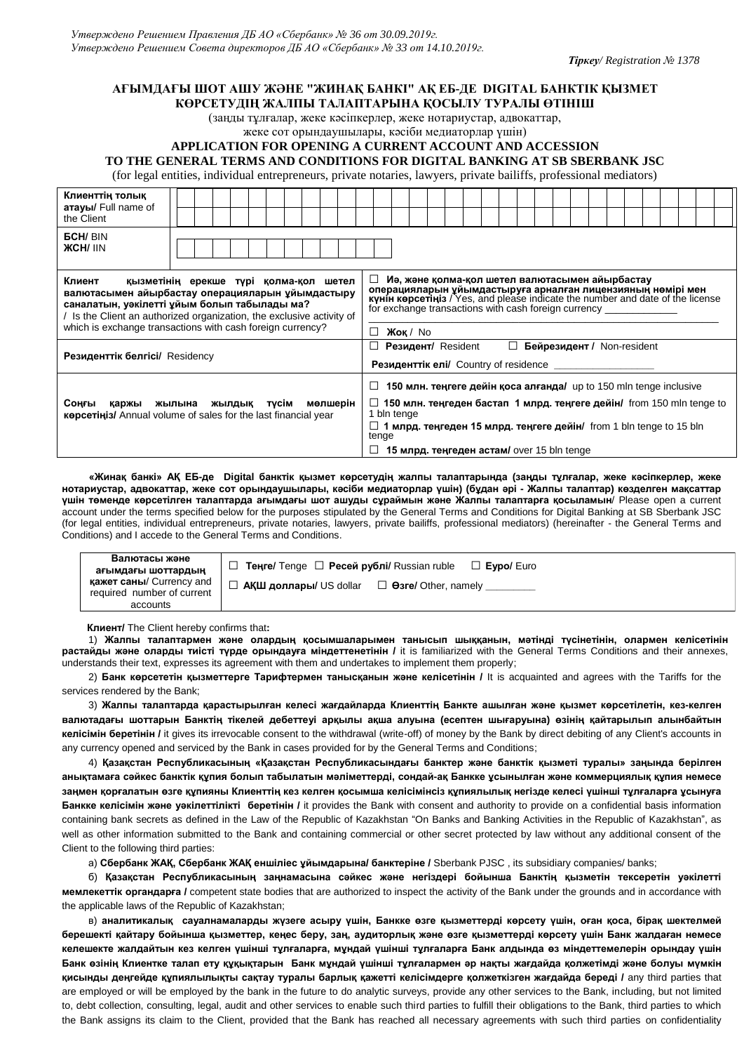*Утверждено Решением Правления ДБ АО «Сбербанк» № 36 от 30.09.2019г.*
*Утверждено Решением Совета директоров ДБ АО «Сбербанк» № 33 от 14.10.2019г.*

***Тіркеу****/ Registration № 1378*

## АҒЫМДАҒЫ ШОТ АШУ ЖӘНЕ "ЖИНАҚ БАНКІ" АҚ ЕБ-ДЕ DIGITAL БАНКТІК ҚЫЗМЕТ КӨРСЕТУДІҢ ЖАЛПЫ ТАЛАПТАРЫНА ҚОСЫЛУ ТУРАЛЫ ӨТІНІШ

(заңды тұлғалар, жеке кәсіпкерлер, жеке нотариустар, адвокаттар, жеке сот орындаушылары, кәсіби медиаторлар үшін)

## APPLICATION FOR OPENING A CURRENT ACCOUNT AND ACCESSION TO THE GENERAL TERMS AND CONDITIONS FOR DIGITAL BANKING AT SB SBERBANK JSC

(for legal entities, individual entrepreneurs, private notaries, lawyers, private bailiffs, professional mediators)

| | |
|---|---|
| **Клиенттің толық атауы/** Full name of the Client | |
| **БСН/** BIN<br>**ЖСН/** IIN | |
| **Клиент қызметінің ерекше түрі қолма-қол шетел валютасымен айырбастау операцияларын ұйымдастыру саналатын, уәкілетті ұйым болып табылады ма?** / Is the Client an authorized organization, the exclusive activity of which is exchange transactions with cash foreign currency? | ☐ **Иә, және қолма-қол шетел валютасымен айырбастау операцияларын ұйымдастыруға арналған лицензияның нөмірі мен күнін көрсетіңіз** / Yes, and please indicate the number and date of the license for exchange transactions with cash foreign currency _____________<br>☐ **Жоқ** / No |
| **Резиденттік белгісі/** Residency | ☐ **Резидент/** Resident ☐ **Бейрезидент /** Non-resident<br>**Резиденттік елі/** Country of residence _________________ |
| **Соңғы қаржы жылына жылдық түсім мөлшерін көрсетіңіз/** Annual volume of sales for the last financial year | ☐ **150 млн. теңгеге дейін қоса алғанда/** up to 150 mln tenge inclusive<br>☐ **150 млн. теңгеден бастап 1 млрд. теңгеге дейін/** from 150 mln tenge to 1 bln tenge<br>☐ **1 млрд. теңгеден 15 млрд. теңгеге дейін/** from 1 bln tenge to 15 bln tenge<br>☐ **15 млрд. теңгеден астам/** over 15 bln tenge |

**«Жинақ банкі» АҚ ЕБ-де Digital банктік қызмет көрсетудің жалпы талаптарында (заңды тұлғалар, жеке кәсіпкерлер, жеке нотариустар, адвокаттар, жеке сот орындаушылары, кәсіби медиаторлар үшін) (бұдан әрі - Жалпы талаптар) көзделген мақсаттар үшін төменде көрсетілген талаптарда ағымдағы шот ашуды сұраймын және Жалпы талаптарға қосыламын**/ Please open a current account under the terms specified below for the purposes stipulated by the General Terms and Conditions for Digital Banking at SB Sberbank JSC (for legal entities, individual entrepreneurs, private notaries, lawyers, private bailiffs, professional mediators) (hereinafter - the General Terms and Conditions) and I accede to the General Terms and Conditions.

| | |
|---|---|
| **Валютасы және ағымдағы шоттардың қажет саны**/ Currency and required number of current accounts | ☐ **Теңге/** Tenge ☐ **Ресей рублі/** Russian ruble ☐ **Еуро/** Euro<br>☐ **АҚШ доллары/** US dollar ☐ **Өзге/** Other, namely _________ |

**Клиент/** The Client hereby confirms that**:**

1) **Жалпы талаптармен және олардың қосымшаларымен танысып шыққанын, мәтінді түсінетінін, олармен келісетінін растайды және оларды тиісті түрде орындауға міндеттенетінін /** it is familiarized with the General Terms Conditions and their annexes, understands their text, expresses its agreement with them and undertakes to implement them properly;

2) **Банк көрсететін қызметтерге Тарифтермен танысқанын және келісетінін /** It is acquainted and agrees with the Tariffs for the services rendered by the Bank;

3) **Жалпы талаптарда қарастырылған келесі жағдайларда Клиенттің Банкте ашылған және қызмет көрсетілетін, кез-келген валютадағы шоттарын Банктің тікелей дебеттеуі арқылы ақша алуына (есептен шығаруына) өзінің қайтарылып алынбайтын келісімін беретінін /** it gives its irrevocable consent to the withdrawal (write-off) of money by the Bank by direct debiting of any Client's accounts in any currency opened and serviced by the Bank in cases provided for by the General Terms and Conditions;

4) **Қазақстан Республикасының «Қазақстан Республикасындағы банктер және банктік қызметі туралы» заңында берілген анықтамаға сәйкес банктік құпия болып табылатын мәліметтерді, сондай-ақ Банкке ұсынылған және коммерциялық құпия немесе заңмен қорғалатын өзге құпияны Клиенттің кез келген қосымша келісімінсіз құпиялылық негізде келесі үшінші тұлғаларға ұсынуға Банкке келісімін және уәкілеттілікті беретінін /** it provides the Bank with consent and authority to provide on a confidential basis information containing bank secrets as defined in the Law of the Republic of Kazakhstan "On Banks and Banking Activities in the Republic of Kazakhstan", as well as other information submitted to the Bank and containing commercial or other secret protected by law without any additional consent of the Client to the following third parties:

а) **Сбербанк ЖАҚ, Сбербанк ЖАҚ еншілес ұйымдарына/ банктеріне /** Sberbank PJSC , its subsidiary companies/ banks;

б) **Қазақстан Республикасының заңнамасына сәйкес және негіздері бойынша Банктің қызметін тексеретін уәкілетті мемлекеттік органдарға /** competent state bodies that are authorized to inspect the activity of the Bank under the grounds and in accordance with the applicable laws of the Republic of Kazakhstan;

в) **аналитикалық сауалнамаларды жүзеге асыру үшін, Банкке өзге қызметтерді көрсету үшін, оған қоса, бірақ шектелмей берешекті қайтару бойынша қызметтер, кеңес беру, заң, аудиторлық және өзге қызметтерді көрсету үшін Банк жалдаған немесе келешекте жалдайтын кез келген үшінші тұлғаларға, мұндай үшінші тұлғаларға Банк алдында өз міндеттемелерін орындау үшін Банк өзінің Клиентке талап ету құқықтарын Банк мұндай үшінші тұлғалармен әр нақты жағдайда қолжетімді және болуы мүмкін қисынды деңгейде құпиялылықты сақтау туралы барлық қажетті келісімдерге қолжеткізген жағдайда береді /** any third parties that are employed or will be employed by the bank in the future to do analytic surveys, provide any other services to the Bank, including, but not limited to, debt collection, consulting, legal, audit and other services to enable such third parties to fulfill their obligations to the Bank, third parties to which the Bank assigns its claim to the Client, provided that the Bank has reached all necessary agreements with such third parties on confidentiality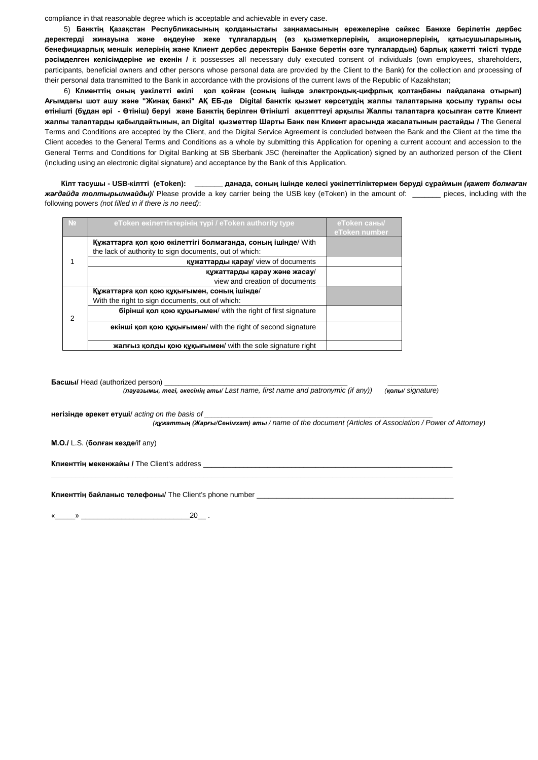compliance in that reasonable degree which is acceptable and achievable in every case.

5) **Банктің Қазақстан Республикасының қолданыстағы заңнамасының ережелеріне сәйкес Банкке берілетін дербес деректерді жинауына және өңдеуіне жеке тұлғалардың (өз қызметкерлерінің, акционерлерінің, қатысушыларының, бенефициарлық меншік иелерінің және Клиент дербес деректерін Банкке беретін өзге тұлғалардың) барлық қажетті тиісті түрде рәсімделген келісімдеріне ие екенін /** it possesses all necessary duly executed consent of individuals (own employees, shareholders, participants, beneficial owners and other persons whose personal data are provided by the Client to the Bank) for the collection and processing of their personal data transmitted to the Bank in accordance with the provisions of the current laws of the Republic of Kazakhstan;

6) **Клиенттің оның уәкілетті өкілі қол қойған (соның ішінде электрондық-цифрлық қолтаңбаны пайдалана отырып) Ағымдағы шот ашу және "Жинақ банкі" АҚ ЕБ-де Digital банктік қызмет көрсетудің жалпы талаптарына қосылу туралы осы өтінішті (бұдан әрі - Өтініш) беруі және Банктің берілген Өтінішті акцепттеуі арқылы Жалпы талаптарға қосылған сәтте Клиент жалпы талаптарды қабылдайтынын, ал Digital қызметтер Шарты Банк пен Клиент арасында жасалатынын растайды /** The General Terms and Conditions are accepted by the Client, and the Digital Service Agreement is concluded between the Bank and the Client at the time the Client accedes to the General Terms and Conditions as a whole by submitting this Application for opening a current account and accession to the General Terms and Conditions for Digital Banking at SB Sberbank JSC (hereinafter the Application) signed by an authorized person of the Client (including using an electronic digital signature) and acceptance by the Bank of this Application.

**Кілт тасушы - USB-кілтті (eToken): _______ данада, соның ішінде келесі уәкілеттіліктермен беруді сұраймын *(қажет болмаған жағдайда толтырылмайды)***/ Please provide a key carrier being the USB key (eToken) in the amount of: _______ pieces, including with the following powers *(not filled in if there is no need)*:

| № | eToken өкілеттіктерінің түрі / eToken authority type | eToken саны/ eToken number |
|---|---|---|
| 1 | **Құжаттарға қол қою өкілеттігі болмағанда, соның ішінде**/ With the lack of authority to sign documents, out of which: | |
| | **құжаттарды қарау**/ view of documents | |
| | **құжаттарды қарау және жасау**/ view and creation of documents | |
| 2 | **Құжаттарға қол қою құқығымен, соның ішінде**/ With the right to sign documents, out of which: | |
| | **бірінші қол қою құқығымен**/ with the right of first signature | |
| | **екінші қол қою құқығымен**/ with the right of second signature | |
| | **жалғыз қолды қою құқығымен**/ with the sole signature right | |

**Басшы/** Head (authorized person) ____________________________________________ ____________
*(**лауазымы, тегі, әкесінің аты**/ Last name, first name and patronymic (if any))* *(**қолы**/ signature)*

**негізінде әрекет етуші**/ *acting on the basis of* ________________________________________________________
*(**құжаттың (Жарғы/Сенімхат) аты** / name of the document (Articles of Association / Power of Attorney)*

**М.О./** L.S. (**болған кезде**/if any)

**Клиенттің мекенжайы /** The Client's address ______________________________________________________________
_____________________________________________________________________________________________

**Клиенттің байланыс телефоны**/ The Client's phone number ________________________________________________

«_____» __________________________20__ .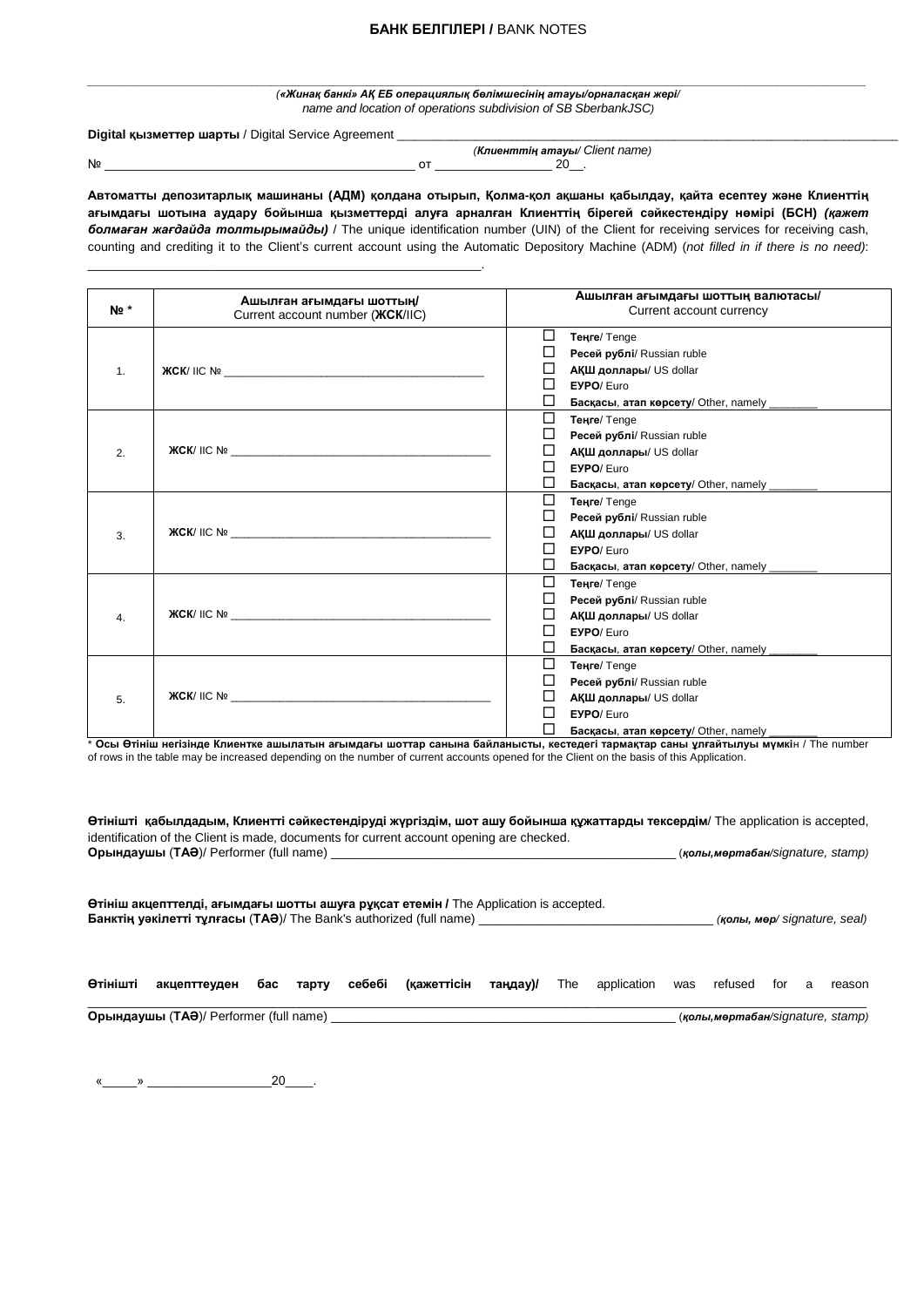**БАНК БЕЛГІЛЕРІ /** BANK NOTES

______________________________________________________________________________________________

*(«Жинақ банкі» АҚ ЕБ операциялық бөлімшесінің атауы/орналасқан жері/ name and location of operations subdivision of SB SberbankJSC)*

**Digital қызметтер шарты** / Digital Service Agreement ______________________________________________________________

*(Клиенттің атауы/ Client name)*

№ ____________________________________________ от ________________ 20__.

**Автоматты депозитарлық машинаны (АДМ) қолдана отырып, Қолма-қол ақшаны қабылдау, қайта есептеу және Клиенттің ағымдағы шотына аудару бойынша қызметтерді алуға арналған Клиенттің бірегей сәйкестендіру нөмірі (БСН) *(қажет болмаған жағдайда толтырылмайды)*** / The unique identification number (UIN) of the Client for receiving services for receiving cash, counting and crediting it to the Client's current account using the Automatic Depository Machine (ADM) (*not filled in if there is no need)*: ______________________________________________________.

| **№ *** | **Ашылған ағымдағы шоттың/** Current account number (**ЖСК**/IIC) | **Ашылған ағымдағы шоттың валютасы/** Current account currency |
|---|---|---|
| 1. | **ЖСК**/ IIC № ________________________________________ | ☐ **Теңге**/ Tenge<br>☐ **Ресей рублі**/ Russian ruble<br>☐ **АҚШ доллары**/ US dollar<br>☐ **ЕУРО**/ Euro<br>☐ **Басқасы**, **атап көрсету**/ Other, namely ________ |
| 2. | **ЖСК**/ IIC № ________________________________________ | ☐ **Теңге**/ Tenge<br>☐ **Ресей рублі**/ Russian ruble<br>☐ **АҚШ доллары**/ US dollar<br>☐ **ЕУРО**/ Euro<br>☐ **Басқасы**, **атап көрсету**/ Other, namely ________ |
| 3. | **ЖСК**/ IIC № ________________________________________ | ☐ **Теңге**/ Tenge<br>☐ **Ресей рублі**/ Russian ruble<br>☐ **АҚШ доллары**/ US dollar<br>☐ **ЕУРО**/ Euro<br>☐ **Басқасы**, **атап көрсету**/ Other, namely ________ |
| 4. | **ЖСК**/ IIC № ________________________________________ | ☐ **Теңге**/ Tenge<br>☐ **Ресей рублі**/ Russian ruble<br>☐ **АҚШ доллары**/ US dollar<br>☐ **ЕУРО**/ Euro<br>☐ **Басқасы**, **атап көрсету**/ Other, namely ________ |
| 5. | **ЖСК**/ IIC № ________________________________________ | ☐ **Теңге**/ Tenge<br>☐ **Ресей рублі**/ Russian ruble<br>☐ **АҚШ доллары**/ US dollar<br>☐ **ЕУРО**/ Euro<br>☐ **Басқасы**, **атап көрсету**/ Other, namely ________ |

* **Осы Өтініш негізінде Клиентке ашылатын ағымдағы шоттар санына байланысты, кестедегі тармақтар саны ұлғайтылуы мүмкін** / The number of rows in the table may be increased depending on the number of current accounts opened for the Client on the basis of this Application.

**Өтінішті қабылдадым, Клиентті сәйкестендіруді жүргіздім, шот ашу бойынша құжаттарды тексердім**/ The application is accepted, identification of the Client is made, documents for current account opening are checked.

**Орындаушы** (**ТАӘ**)/ Performer (full name) ________________________________________________ (*қолы,мөртабан/signature, stamp)*

**Өтініш акцептелді, ағымдағы шотты ашуға рұқсат етемін /** The Application is accepted.

**Банктің уәкілетті тұлғасы** (**ТАӘ**)/ The Bank's authorized (full name) _________________________________ *(қолы, мөр/ signature, seal)*

**Өтінішті акцепттеуден бас тарту себебі (қажеттісін таңдау)/** The application was refused for a reason ______________________________________________________________________________________________

**Орындаушы** (**ТАӘ**)/ Performer (full name) ________________________________________________ (*қолы,мөртабан/signature, stamp)*

«_____» _________________20____.